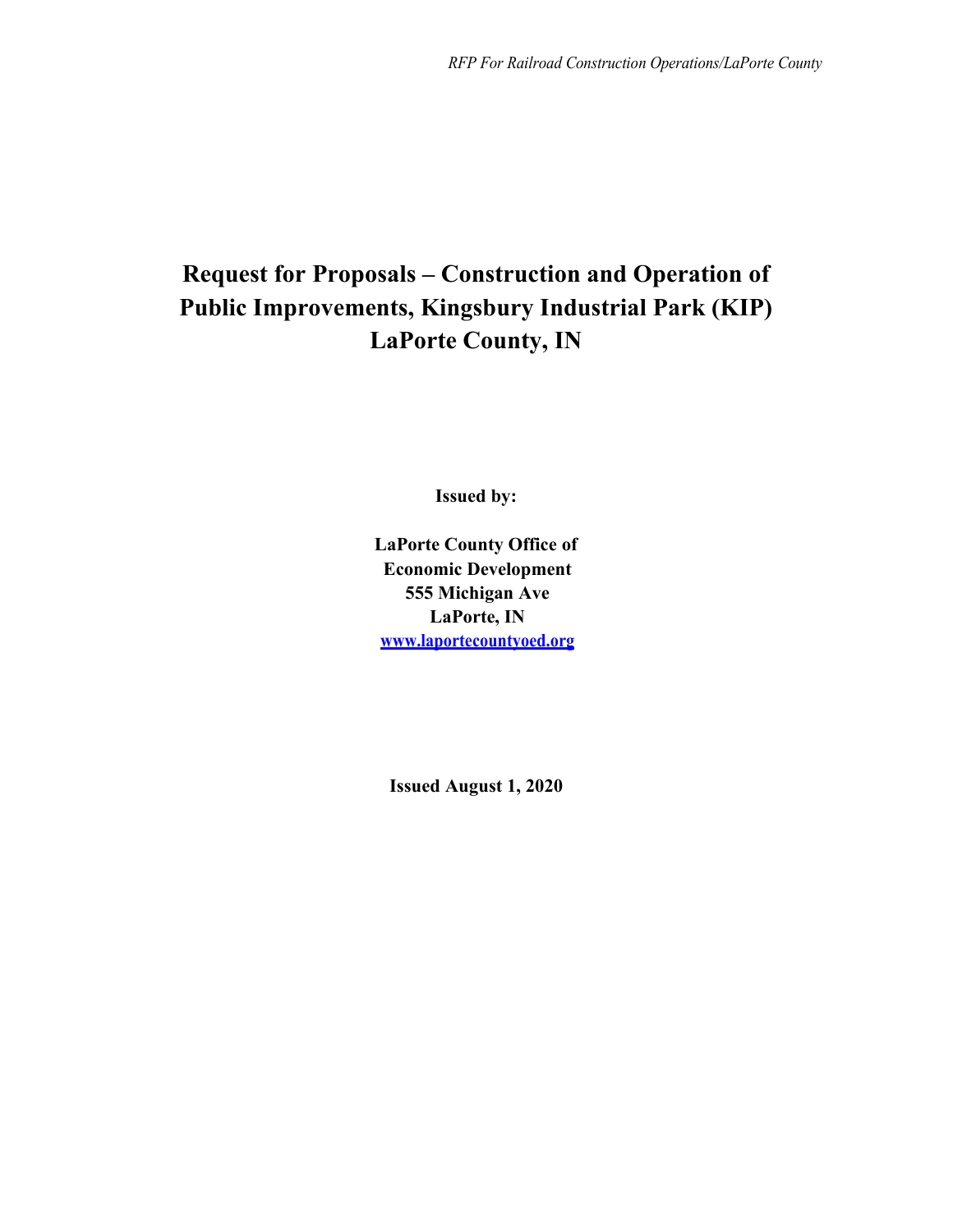# Request for Proposals – Construction and Operation of Public Improvements, Kingsbury Industrial Park (KIP) LaPorte County, IN

**Issued by:**

**LaPorte County Office of Economic Development**
**555 Michigan Ave**
**LaPorte, IN**
**[www.laportecountyoed.org](http://www.laportecountyoed.org)**

**Issued August 1, 2020**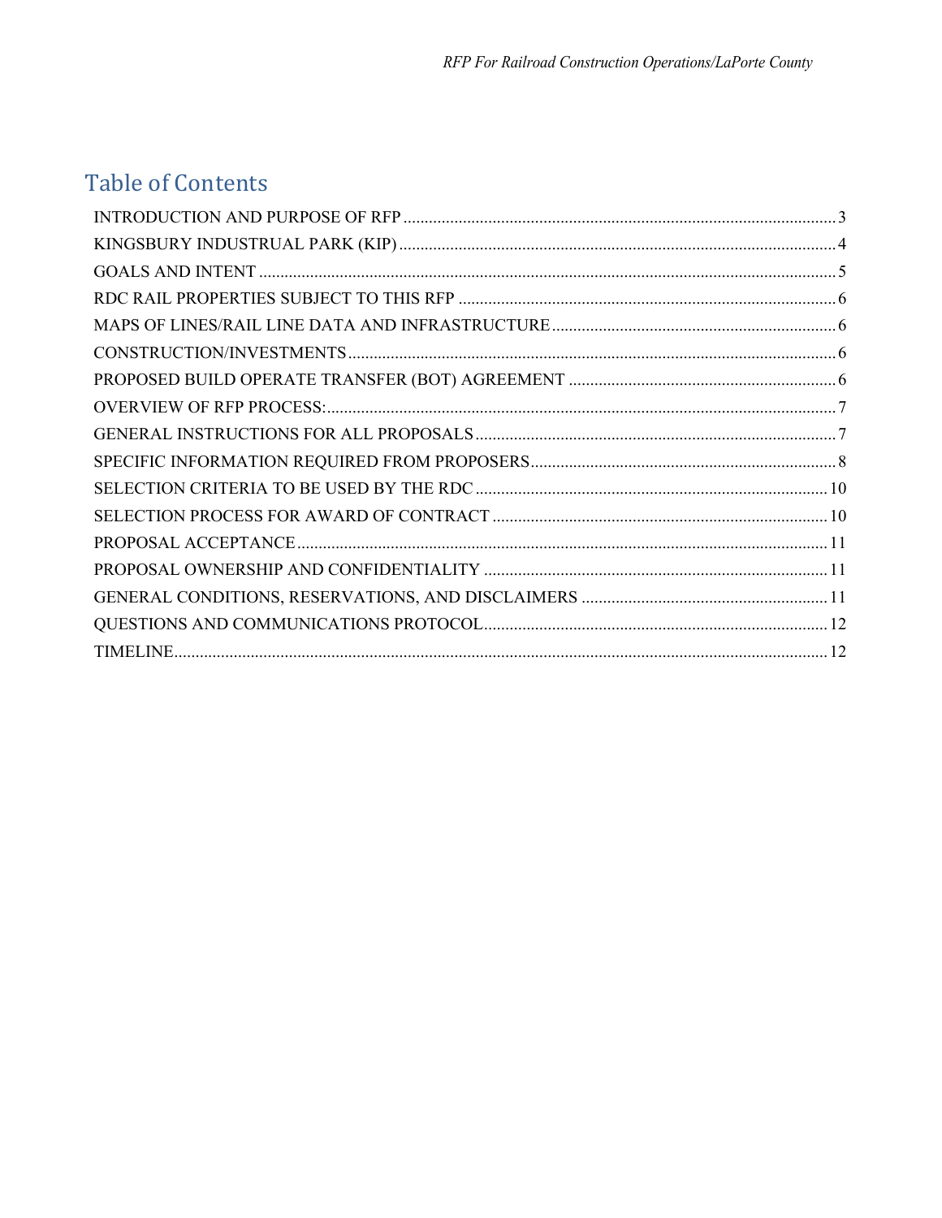# Table of Contents

INTRODUCTION AND PURPOSE OF RFP ..... 3
KINGSBURY INDUSTRUAL PARK (KIP) ..... 4
GOALS AND INTENT ..... 5
RDC RAIL PROPERTIES SUBJECT TO THIS RFP ..... 6
MAPS OF LINES/RAIL LINE DATA AND INFRASTRUCTURE ..... 6
CONSTRUCTION/INVESTMENTS ..... 6
PROPOSED BUILD OPERATE TRANSFER (BOT) AGREEMENT ..... 6
OVERVIEW OF RFP PROCESS: ..... 7
GENERAL INSTRUCTIONS FOR ALL PROPOSALS ..... 7
SPECIFIC INFORMATION REQUIRED FROM PROPOSERS ..... 8
SELECTION CRITERIA TO BE USED BY THE RDC ..... 10
SELECTION PROCESS FOR AWARD OF CONTRACT ..... 10
PROPOSAL ACCEPTANCE ..... 11
PROPOSAL OWNERSHIP AND CONFIDENTIALITY ..... 11
GENERAL CONDITIONS, RESERVATIONS, AND DISCLAIMERS ..... 11
QUESTIONS AND COMMUNICATIONS PROTOCOL ..... 12
TIMELINE ..... 12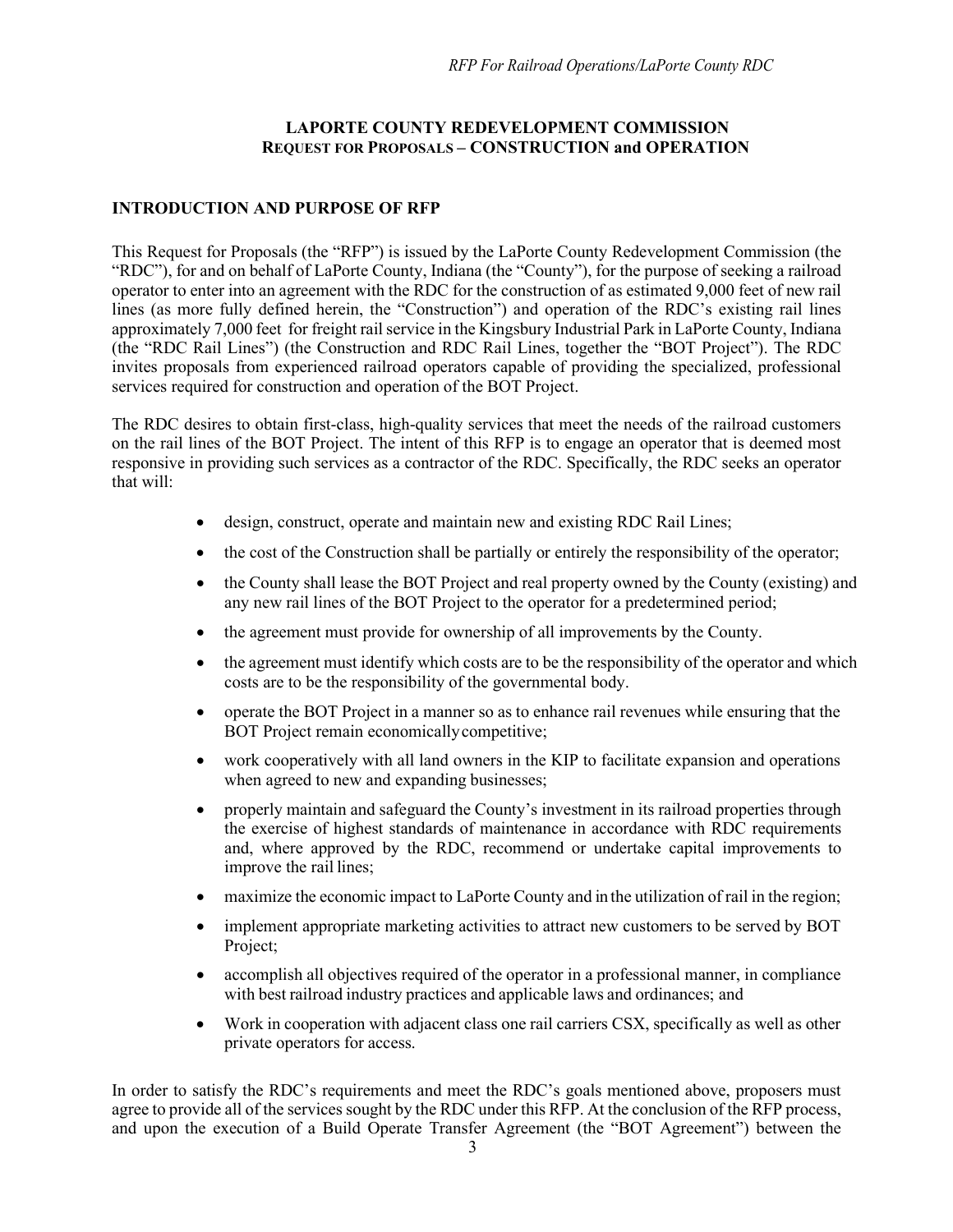## LAPORTE COUNTY REDEVELOPMENT COMMISSION
## REQUEST FOR PROPOSALS – CONSTRUCTION and OPERATION

### INTRODUCTION AND PURPOSE OF RFP

This Request for Proposals (the "RFP") is issued by the LaPorte County Redevelopment Commission (the "RDC"), for and on behalf of LaPorte County, Indiana (the "County"), for the purpose of seeking a railroad operator to enter into an agreement with the RDC for the construction of as estimated 9,000 feet of new rail lines (as more fully defined herein, the "Construction") and operation of the RDC's existing rail lines approximately 7,000 feet for freight rail service in the Kingsbury Industrial Park in LaPorte County, Indiana (the "RDC Rail Lines") (the Construction and RDC Rail Lines, together the "BOT Project"). The RDC invites proposals from experienced railroad operators capable of providing the specialized, professional services required for construction and operation of the BOT Project.

The RDC desires to obtain first-class, high-quality services that meet the needs of the railroad customers on the rail lines of the BOT Project. The intent of this RFP is to engage an operator that is deemed most responsive in providing such services as a contractor of the RDC. Specifically, the RDC seeks an operator that will:

- design, construct, operate and maintain new and existing RDC Rail Lines;
- the cost of the Construction shall be partially or entirely the responsibility of the operator;
- the County shall lease the BOT Project and real property owned by the County (existing) and any new rail lines of the BOT Project to the operator for a predetermined period;
- the agreement must provide for ownership of all improvements by the County.
- the agreement must identify which costs are to be the responsibility of the operator and which costs are to be the responsibility of the governmental body.
- operate the BOT Project in a manner so as to enhance rail revenues while ensuring that the BOT Project remain economically competitive;
- work cooperatively with all land owners in the KIP to facilitate expansion and operations when agreed to new and expanding businesses;
- properly maintain and safeguard the County's investment in its railroad properties through the exercise of highest standards of maintenance in accordance with RDC requirements and, where approved by the RDC, recommend or undertake capital improvements to improve the rail lines;
- maximize the economic impact to LaPorte County and in the utilization of rail in the region;
- implement appropriate marketing activities to attract new customers to be served by BOT Project;
- accomplish all objectives required of the operator in a professional manner, in compliance with best railroad industry practices and applicable laws and ordinances; and
- Work in cooperation with adjacent class one rail carriers CSX, specifically as well as other private operators for access.

In order to satisfy the RDC's requirements and meet the RDC's goals mentioned above, proposers must agree to provide all of the services sought by the RDC under this RFP. At the conclusion of the RFP process, and upon the execution of a Build Operate Transfer Agreement (the "BOT Agreement") between the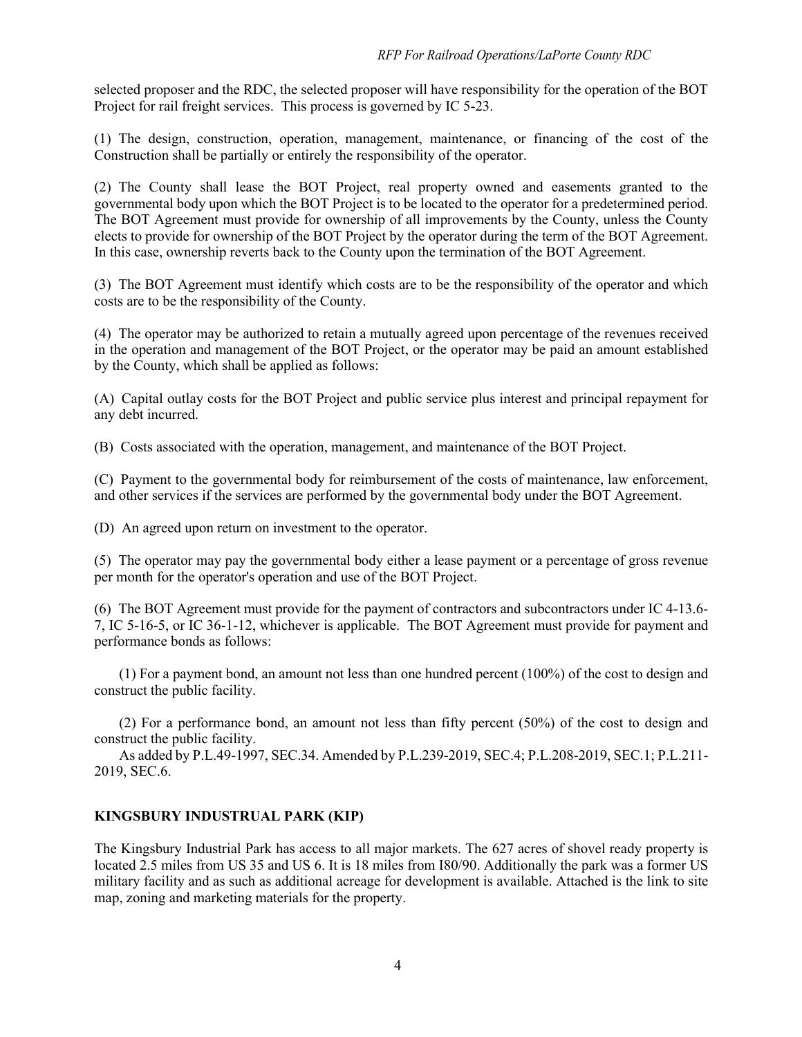selected proposer and the RDC, the selected proposer will have responsibility for the operation of the BOT Project for rail freight services. This process is governed by IC 5-23.

(1) The design, construction, operation, management, maintenance, or financing of the cost of the Construction shall be partially or entirely the responsibility of the operator.

(2) The County shall lease the BOT Project, real property owned and easements granted to the governmental body upon which the BOT Project is to be located to the operator for a predetermined period. The BOT Agreement must provide for ownership of all improvements by the County, unless the County elects to provide for ownership of the BOT Project by the operator during the term of the BOT Agreement. In this case, ownership reverts back to the County upon the termination of the BOT Agreement.

(3) The BOT Agreement must identify which costs are to be the responsibility of the operator and which costs are to be the responsibility of the County.

(4) The operator may be authorized to retain a mutually agreed upon percentage of the revenues received in the operation and management of the BOT Project, or the operator may be paid an amount established by the County, which shall be applied as follows:

(A) Capital outlay costs for the BOT Project and public service plus interest and principal repayment for any debt incurred.

(B) Costs associated with the operation, management, and maintenance of the BOT Project.

(C) Payment to the governmental body for reimbursement of the costs of maintenance, law enforcement, and other services if the services are performed by the governmental body under the BOT Agreement.

(D) An agreed upon return on investment to the operator.

(5) The operator may pay the governmental body either a lease payment or a percentage of gross revenue per month for the operator's operation and use of the BOT Project.

(6) The BOT Agreement must provide for the payment of contractors and subcontractors under IC 4-13.6-7, IC 5-16-5, or IC 36-1-12, whichever is applicable. The BOT Agreement must provide for payment and performance bonds as follows:

(1) For a payment bond, an amount not less than one hundred percent (100%) of the cost to design and construct the public facility.

(2) For a performance bond, an amount not less than fifty percent (50%) of the cost to design and construct the public facility.

As added by P.L.49-1997, SEC.34. Amended by P.L.239-2019, SEC.4; P.L.208-2019, SEC.1; P.L.211-2019, SEC.6.

**KINGSBURY INDUSTRUAL PARK (KIP)**

The Kingsbury Industrial Park has access to all major markets. The 627 acres of shovel ready property is located 2.5 miles from US 35 and US 6. It is 18 miles from I80/90. Additionally the park was a former US military facility and as such as additional acreage for development is available. Attached is the link to site map, zoning and marketing materials for the property.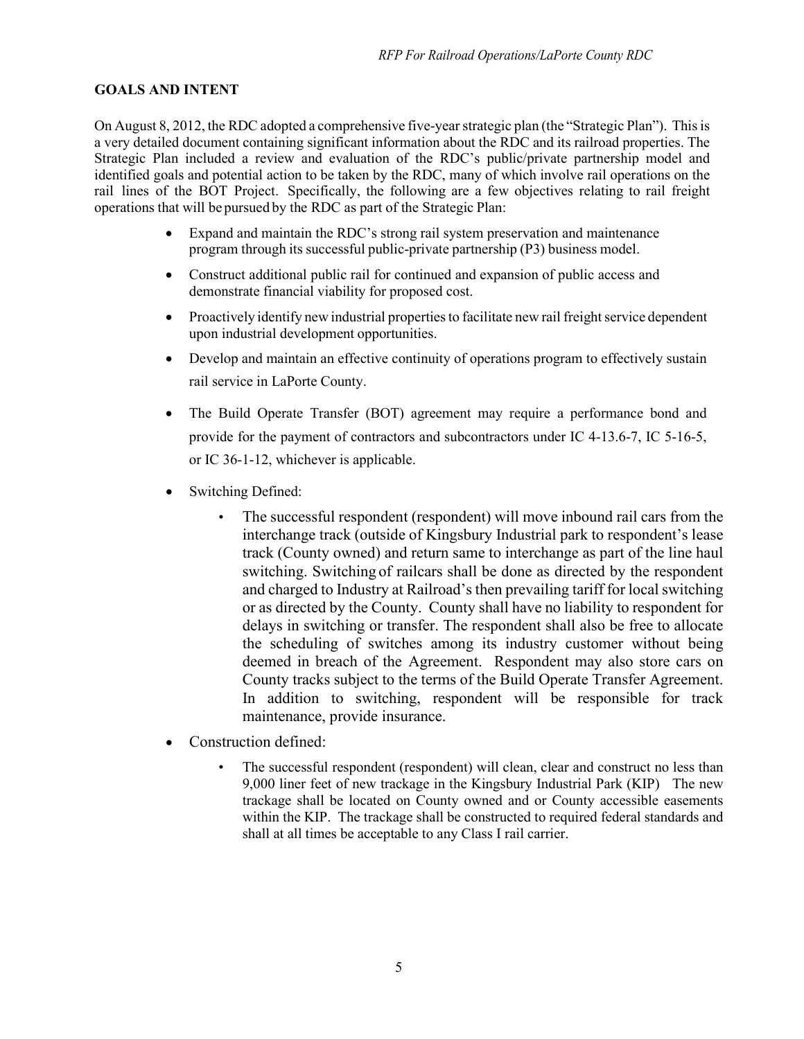**GOALS AND INTENT**

On August 8, 2012, the RDC adopted a comprehensive five-year strategic plan (the "Strategic Plan"). This is a very detailed document containing significant information about the RDC and its railroad properties. The Strategic Plan included a review and evaluation of the RDC's public/private partnership model and identified goals and potential action to be taken by the RDC, many of which involve rail operations on the rail lines of the BOT Project. Specifically, the following are a few objectives relating to rail freight operations that will be pursued by the RDC as part of the Strategic Plan:

- Expand and maintain the RDC's strong rail system preservation and maintenance program through its successful public-private partnership (P3) business model.
- Construct additional public rail for continued and expansion of public access and demonstrate financial viability for proposed cost.
- Proactively identify new industrial properties to facilitate new rail freight service dependent upon industrial development opportunities.
- Develop and maintain an effective continuity of operations program to effectively sustain rail service in LaPorte County.
- The Build Operate Transfer (BOT) agreement may require a performance bond and provide for the payment of contractors and subcontractors under IC 4-13.6-7, IC 5-16-5, or IC 36-1-12, whichever is applicable.
- Switching Defined:
  - The successful respondent (respondent) will move inbound rail cars from the interchange track (outside of Kingsbury Industrial park to respondent's lease track (County owned) and return same to interchange as part of the line haul switching. Switching of railcars shall be done as directed by the respondent and charged to Industry at Railroad's then prevailing tariff for local switching or as directed by the County. County shall have no liability to respondent for delays in switching or transfer. The respondent shall also be free to allocate the scheduling of switches among its industry customer without being deemed in breach of the Agreement. Respondent may also store cars on County tracks subject to the terms of the Build Operate Transfer Agreement. In addition to switching, respondent will be responsible for track maintenance, provide insurance.
- Construction defined:
  - The successful respondent (respondent) will clean, clear and construct no less than 9,000 liner feet of new trackage in the Kingsbury Industrial Park (KIP) The new trackage shall be located on County owned and or County accessible easements within the KIP. The trackage shall be constructed to required federal standards and shall at all times be acceptable to any Class I rail carrier.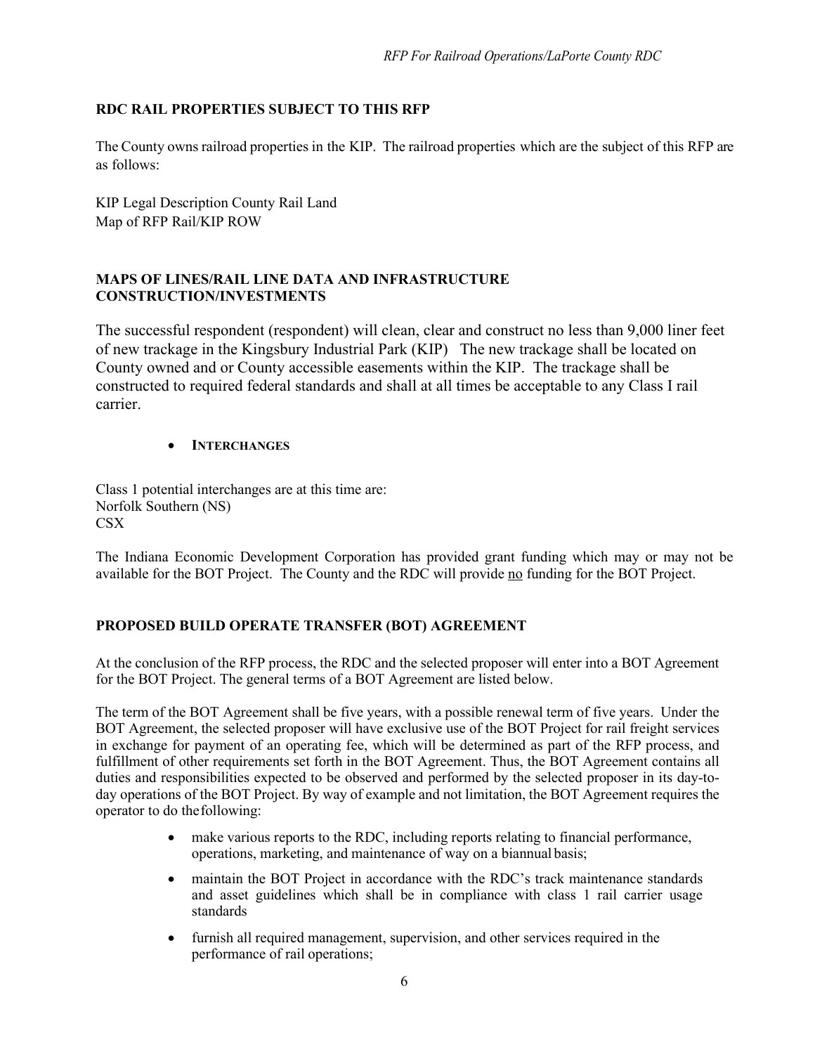**RDC RAIL PROPERTIES SUBJECT TO THIS RFP**

The County owns railroad properties in the KIP. The railroad properties which are the subject of this RFP are as follows:

KIP Legal Description County Rail Land
Map of RFP Rail/KIP ROW

**MAPS OF LINES/RAIL LINE DATA AND INFRASTRUCTURE CONSTRUCTION/INVESTMENTS**

The successful respondent (respondent) will clean, clear and construct no less than 9,000 liner feet of new trackage in the Kingsbury Industrial Park (KIP) The new trackage shall be located on County owned and or County accessible easements within the KIP. The trackage shall be constructed to required federal standards and shall at all times be acceptable to any Class I rail carrier.

- **INTERCHANGES**

Class 1 potential interchanges are at this time are:
Norfolk Southern (NS)
CSX

The Indiana Economic Development Corporation has provided grant funding which may or may not be available for the BOT Project. The County and the RDC will provide no funding for the BOT Project.

**PROPOSED BUILD OPERATE TRANSFER (BOT) AGREEMENT**

At the conclusion of the RFP process, the RDC and the selected proposer will enter into a BOT Agreement for the BOT Project. The general terms of a BOT Agreement are listed below.

The term of the BOT Agreement shall be five years, with a possible renewal term of five years. Under the BOT Agreement, the selected proposer will have exclusive use of the BOT Project for rail freight services in exchange for payment of an operating fee, which will be determined as part of the RFP process, and fulfillment of other requirements set forth in the BOT Agreement. Thus, the BOT Agreement contains all duties and responsibilities expected to be observed and performed by the selected proposer in its day-to-day operations of the BOT Project. By way of example and not limitation, the BOT Agreement requires the operator to do the following:

- make various reports to the RDC, including reports relating to financial performance, operations, marketing, and maintenance of way on a biannual basis;
- maintain the BOT Project in accordance with the RDC's track maintenance standards and asset guidelines which shall be in compliance with class 1 rail carrier usage standards
- furnish all required management, supervision, and other services required in the performance of rail operations;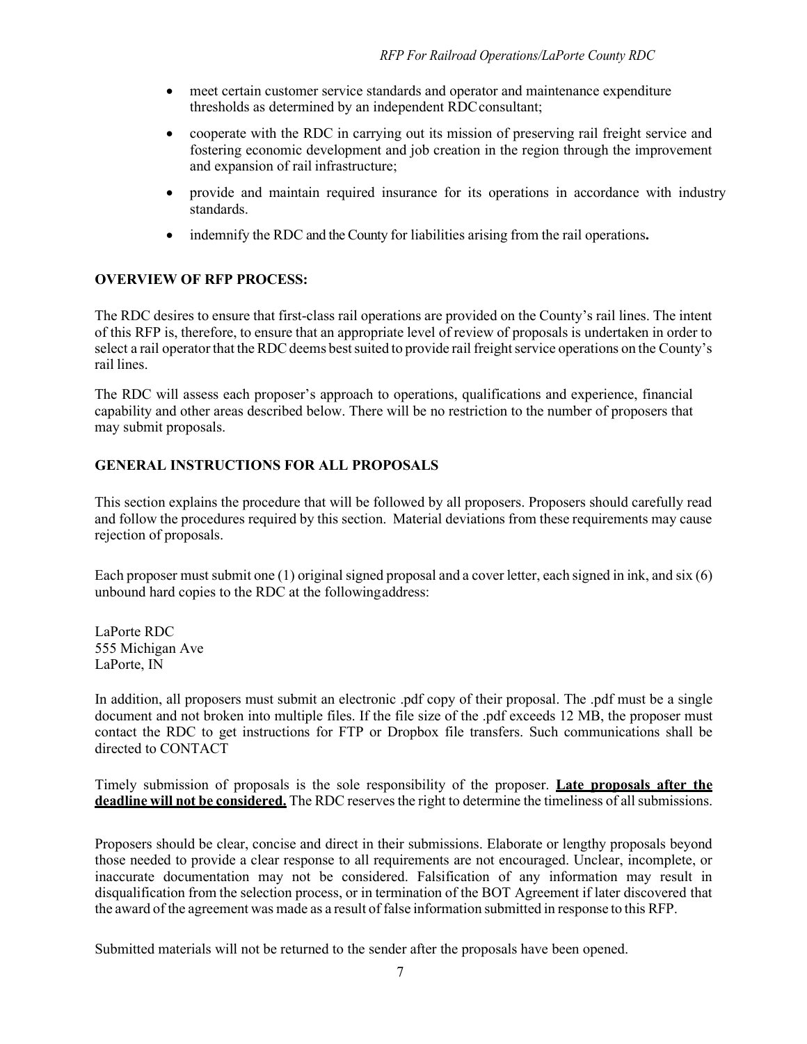- meet certain customer service standards and operator and maintenance expenditure thresholds as determined by an independent RDC consultant;
- cooperate with the RDC in carrying out its mission of preserving rail freight service and fostering economic development and job creation in the region through the improvement and expansion of rail infrastructure;
- provide and maintain required insurance for its operations in accordance with industry standards.
- indemnify the RDC and the County for liabilities arising from the rail operations**.**

## OVERVIEW OF RFP PROCESS:

The RDC desires to ensure that first-class rail operations are provided on the County's rail lines. The intent of this RFP is, therefore, to ensure that an appropriate level of review of proposals is undertaken in order to select a rail operator that the RDC deems best suited to provide rail freight service operations on the County's rail lines.

The RDC will assess each proposer's approach to operations, qualifications and experience, financial capability and other areas described below. There will be no restriction to the number of proposers that may submit proposals.

## GENERAL INSTRUCTIONS FOR ALL PROPOSALS

This section explains the procedure that will be followed by all proposers. Proposers should carefully read and follow the procedures required by this section. Material deviations from these requirements may cause rejection of proposals.

Each proposer must submit one (1) original signed proposal and a cover letter, each signed in ink, and six (6) unbound hard copies to the RDC at the following address:

LaPorte RDC
555 Michigan Ave
LaPorte, IN

In addition, all proposers must submit an electronic .pdf copy of their proposal. The .pdf must be a single document and not broken into multiple files. If the file size of the .pdf exceeds 12 MB, the proposer must contact the RDC to get instructions for FTP or Dropbox file transfers. Such communications shall be directed to CONTACT

Timely submission of proposals is the sole responsibility of the proposer. **Late proposals after the deadline will not be considered.** The RDC reserves the right to determine the timeliness of all submissions.

Proposers should be clear, concise and direct in their submissions. Elaborate or lengthy proposals beyond those needed to provide a clear response to all requirements are not encouraged. Unclear, incomplete, or inaccurate documentation may not be considered. Falsification of any information may result in disqualification from the selection process, or in termination of the BOT Agreement if later discovered that the award of the agreement was made as a result of false information submitted in response to this RFP.

Submitted materials will not be returned to the sender after the proposals have been opened.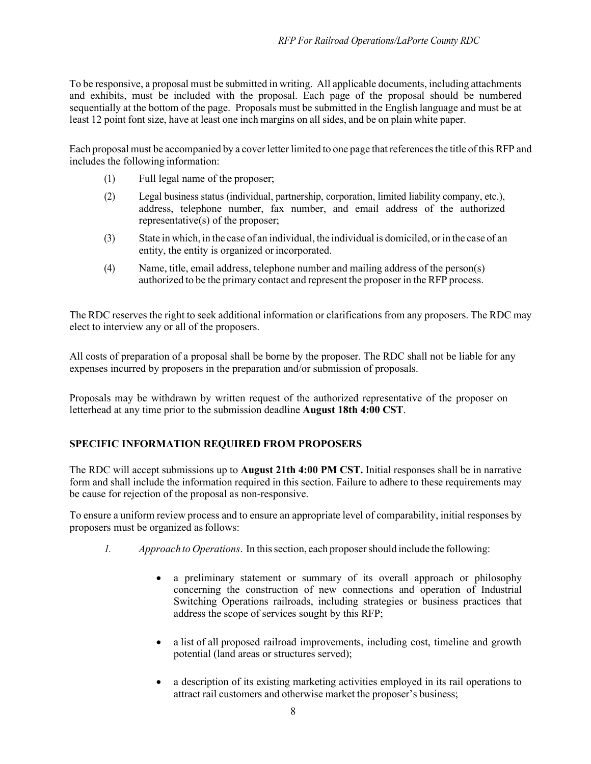To be responsive, a proposal must be submitted in writing. All applicable documents, including attachments and exhibits, must be included with the proposal. Each page of the proposal should be numbered sequentially at the bottom of the page. Proposals must be submitted in the English language and must be at least 12 point font size, have at least one inch margins on all sides, and be on plain white paper.

Each proposal must be accompanied by a cover letter limited to one page that references the title of this RFP and includes the following information:

(1) Full legal name of the proposer;

(2) Legal business status (individual, partnership, corporation, limited liability company, etc.), address, telephone number, fax number, and email address of the authorized representative(s) of the proposer;

(3) State in which, in the case of an individual, the individual is domiciled, or in the case of an entity, the entity is organized or incorporated.

(4) Name, title, email address, telephone number and mailing address of the person(s) authorized to be the primary contact and represent the proposer in the RFP process.

The RDC reserves the right to seek additional information or clarifications from any proposers. The RDC may elect to interview any or all of the proposers.

All costs of preparation of a proposal shall be borne by the proposer. The RDC shall not be liable for any expenses incurred by proposers in the preparation and/or submission of proposals.

Proposals may be withdrawn by written request of the authorized representative of the proposer on letterhead at any time prior to the submission deadline **August 18th 4:00 CST**.

## SPECIFIC INFORMATION REQUIRED FROM PROPOSERS

The RDC will accept submissions up to **August 21th 4:00 PM CST.** Initial responses shall be in narrative form and shall include the information required in this section. Failure to adhere to these requirements may be cause for rejection of the proposal as non-responsive.

To ensure a uniform review process and to ensure an appropriate level of comparability, initial responses by proposers must be organized as follows:

*1.* *Approach to Operations*. In this section, each proposer should include the following:

- a preliminary statement or summary of its overall approach or philosophy concerning the construction of new connections and operation of Industrial Switching Operations railroads, including strategies or business practices that address the scope of services sought by this RFP;
- a list of all proposed railroad improvements, including cost, timeline and growth potential (land areas or structures served);
- a description of its existing marketing activities employed in its rail operations to attract rail customers and otherwise market the proposer's business;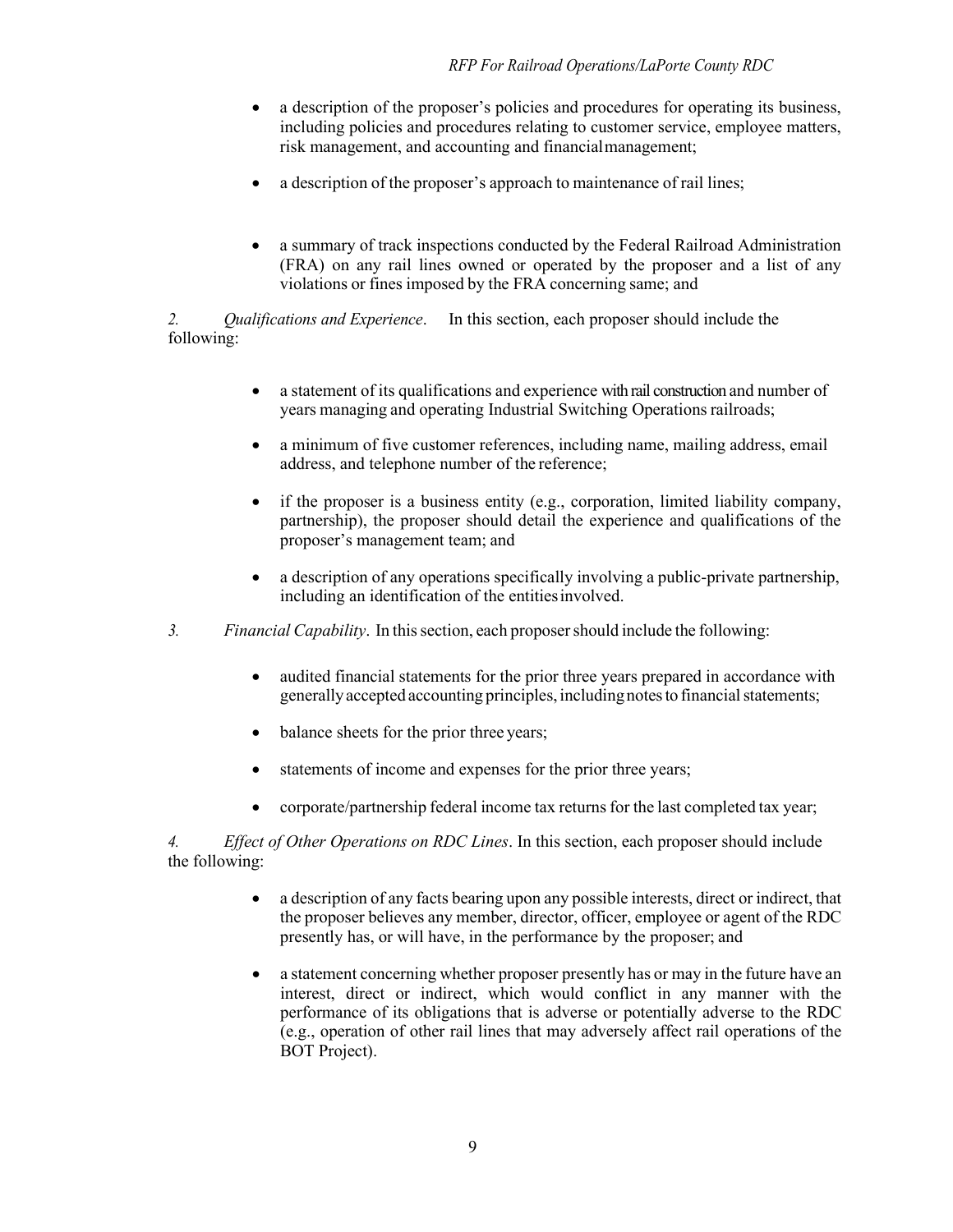- a description of the proposer's policies and procedures for operating its business, including policies and procedures relating to customer service, employee matters, risk management, and accounting and financial management;

- a description of the proposer's approach to maintenance of rail lines;

- a summary of track inspections conducted by the Federal Railroad Administration (FRA) on any rail lines owned or operated by the proposer and a list of any violations or fines imposed by the FRA concerning same; and

*2. Qualifications and Experience*. In this section, each proposer should include the following:

- a statement of its qualifications and experience with rail construction and number of years managing and operating Industrial Switching Operations railroads;

- a minimum of five customer references, including name, mailing address, email address, and telephone number of the reference;

- if the proposer is a business entity (e.g., corporation, limited liability company, partnership), the proposer should detail the experience and qualifications of the proposer's management team; and

- a description of any operations specifically involving a public-private partnership, including an identification of the entities involved.

*3. Financial Capability*. In this section, each proposer should include the following:

- audited financial statements for the prior three years prepared in accordance with generally accepted accounting principles, including notes to financial statements;

- balance sheets for the prior three years;

- statements of income and expenses for the prior three years;

- corporate/partnership federal income tax returns for the last completed tax year;

*4. Effect of Other Operations on RDC Lines*. In this section, each proposer should include the following:

- a description of any facts bearing upon any possible interests, direct or indirect, that the proposer believes any member, director, officer, employee or agent of the RDC presently has, or will have, in the performance by the proposer; and

- a statement concerning whether proposer presently has or may in the future have an interest, direct or indirect, which would conflict in any manner with the performance of its obligations that is adverse or potentially adverse to the RDC (e.g., operation of other rail lines that may adversely affect rail operations of the BOT Project).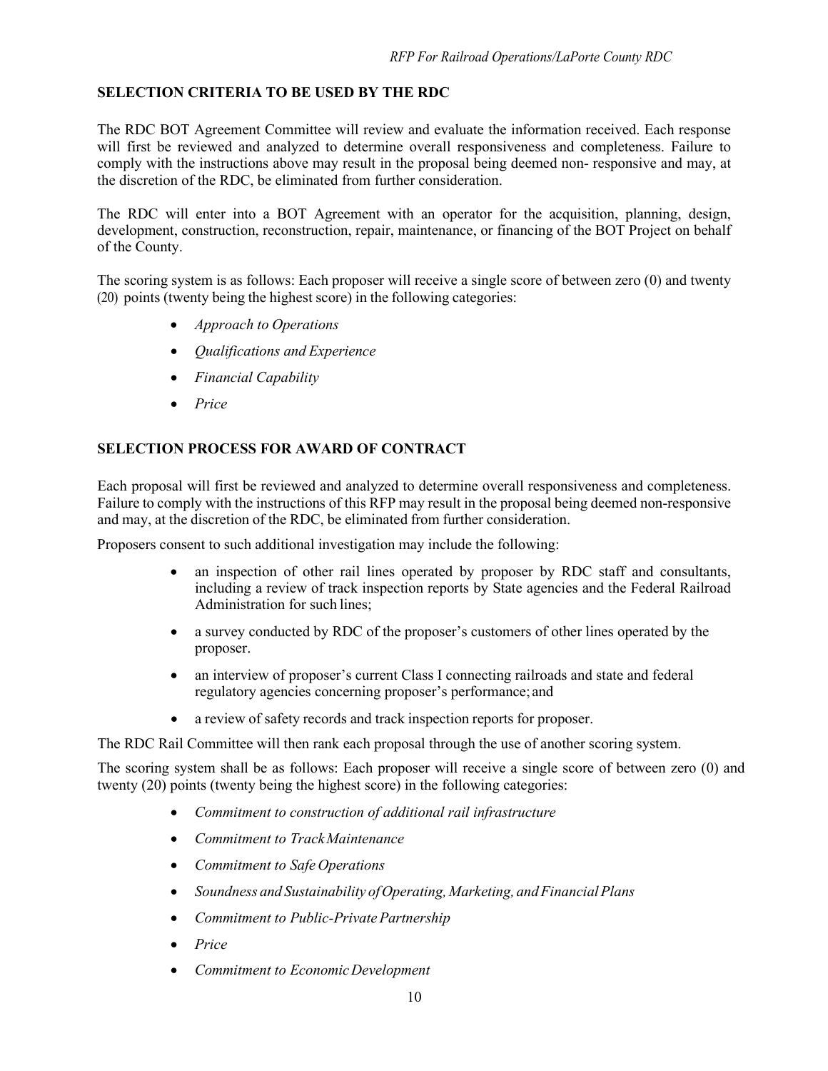## SELECTION CRITERIA TO BE USED BY THE RDC

The RDC BOT Agreement Committee will review and evaluate the information received. Each response will first be reviewed and analyzed to determine overall responsiveness and completeness. Failure to comply with the instructions above may result in the proposal being deemed non- responsive and may, at the discretion of the RDC, be eliminated from further consideration.

The RDC will enter into a BOT Agreement with an operator for the acquisition, planning, design, development, construction, reconstruction, repair, maintenance, or financing of the BOT Project on behalf of the County.

The scoring system is as follows: Each proposer will receive a single score of between zero (0) and twenty (20) points (twenty being the highest score) in the following categories:

- *Approach to Operations*
- *Qualifications and Experience*
- *Financial Capability*
- *Price*

## SELECTION PROCESS FOR AWARD OF CONTRACT

Each proposal will first be reviewed and analyzed to determine overall responsiveness and completeness. Failure to comply with the instructions of this RFP may result in the proposal being deemed non-responsive and may, at the discretion of the RDC, be eliminated from further consideration.

Proposers consent to such additional investigation may include the following:

- an inspection of other rail lines operated by proposer by RDC staff and consultants, including a review of track inspection reports by State agencies and the Federal Railroad Administration for such lines;
- a survey conducted by RDC of the proposer's customers of other lines operated by the proposer.
- an interview of proposer's current Class I connecting railroads and state and federal regulatory agencies concerning proposer's performance; and
- a review of safety records and track inspection reports for proposer.

The RDC Rail Committee will then rank each proposal through the use of another scoring system.

The scoring system shall be as follows: Each proposer will receive a single score of between zero (0) and twenty (20) points (twenty being the highest score) in the following categories:

- *Commitment to construction of additional rail infrastructure*
- *Commitment to Track Maintenance*
- *Commitment to Safe Operations*
- *Soundness and Sustainability of Operating, Marketing, and Financial Plans*
- *Commitment to Public-Private Partnership*
- *Price*
- *Commitment to Economic Development*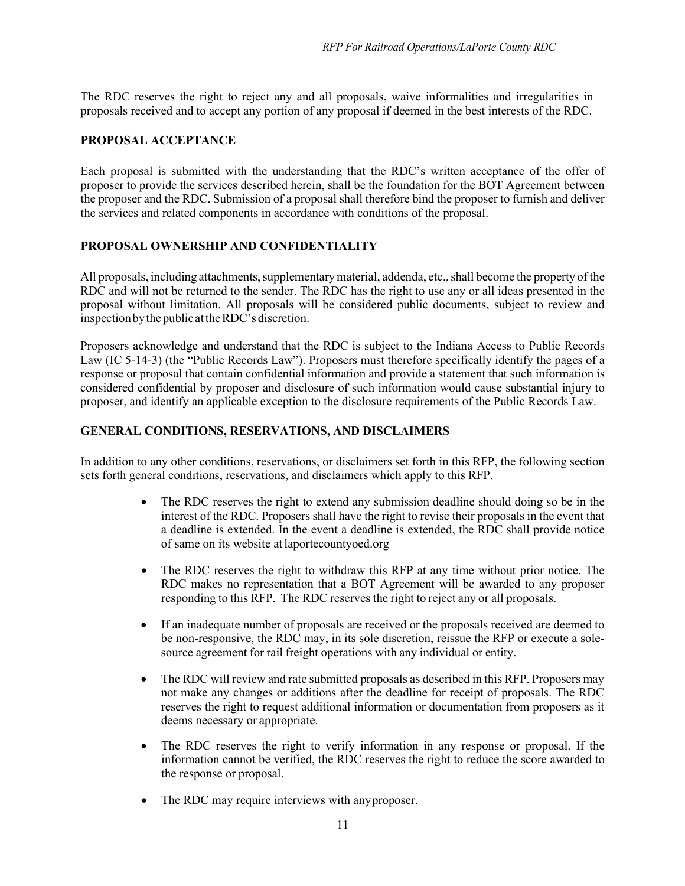The RDC reserves the right to reject any and all proposals, waive informalities and irregularities in proposals received and to accept any portion of any proposal if deemed in the best interests of the RDC.

## PROPOSAL ACCEPTANCE

Each proposal is submitted with the understanding that the RDC's written acceptance of the offer of proposer to provide the services described herein, shall be the foundation for the BOT Agreement between the proposer and the RDC. Submission of a proposal shall therefore bind the proposer to furnish and deliver the services and related components in accordance with conditions of the proposal.

## PROPOSAL OWNERSHIP AND CONFIDENTIALITY

All proposals, including attachments, supplementary material, addenda, etc., shall become the property of the RDC and will not be returned to the sender. The RDC has the right to use any or all ideas presented in the proposal without limitation. All proposals will be considered public documents, subject to review and inspection by the public at the RDC's discretion.

Proposers acknowledge and understand that the RDC is subject to the Indiana Access to Public Records Law (IC 5-14-3) (the "Public Records Law"). Proposers must therefore specifically identify the pages of a response or proposal that contain confidential information and provide a statement that such information is considered confidential by proposer and disclosure of such information would cause substantial injury to proposer, and identify an applicable exception to the disclosure requirements of the Public Records Law.

## GENERAL CONDITIONS, RESERVATIONS, AND DISCLAIMERS

In addition to any other conditions, reservations, or disclaimers set forth in this RFP, the following section sets forth general conditions, reservations, and disclaimers which apply to this RFP.

- The RDC reserves the right to extend any submission deadline should doing so be in the interest of the RDC. Proposers shall have the right to revise their proposals in the event that a deadline is extended. In the event a deadline is extended, the RDC shall provide notice of same on its website at laportecountyoed.org
- The RDC reserves the right to withdraw this RFP at any time without prior notice. The RDC makes no representation that a BOT Agreement will be awarded to any proposer responding to this RFP. The RDC reserves the right to reject any or all proposals.
- If an inadequate number of proposals are received or the proposals received are deemed to be non-responsive, the RDC may, in its sole discretion, reissue the RFP or execute a sole-source agreement for rail freight operations with any individual or entity.
- The RDC will review and rate submitted proposals as described in this RFP. Proposers may not make any changes or additions after the deadline for receipt of proposals. The RDC reserves the right to request additional information or documentation from proposers as it deems necessary or appropriate.
- The RDC reserves the right to verify information in any response or proposal. If the information cannot be verified, the RDC reserves the right to reduce the score awarded to the response or proposal.
- The RDC may require interviews with any proposer.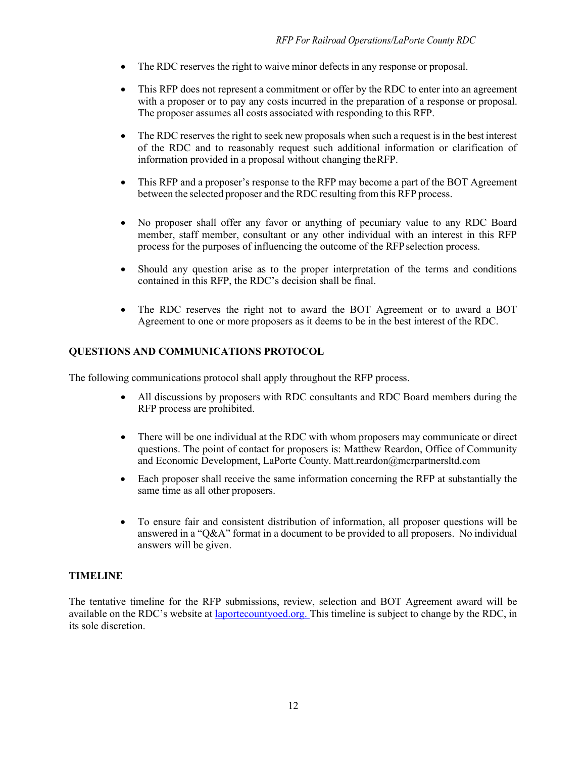- The RDC reserves the right to waive minor defects in any response or proposal.

- This RFP does not represent a commitment or offer by the RDC to enter into an agreement with a proposer or to pay any costs incurred in the preparation of a response or proposal. The proposer assumes all costs associated with responding to this RFP.

- The RDC reserves the right to seek new proposals when such a request is in the best interest of the RDC and to reasonably request such additional information or clarification of information provided in a proposal without changing the RFP.

- This RFP and a proposer's response to the RFP may become a part of the BOT Agreement between the selected proposer and the RDC resulting from this RFP process.

- No proposer shall offer any favor or anything of pecuniary value to any RDC Board member, staff member, consultant or any other individual with an interest in this RFP process for the purposes of influencing the outcome of the RFP selection process.

- Should any question arise as to the proper interpretation of the terms and conditions contained in this RFP, the RDC's decision shall be final.

- The RDC reserves the right not to award the BOT Agreement or to award a BOT Agreement to one or more proposers as it deems to be in the best interest of the RDC.

**QUESTIONS AND COMMUNICATIONS PROTOCOL**

The following communications protocol shall apply throughout the RFP process.

- All discussions by proposers with RDC consultants and RDC Board members during the RFP process are prohibited.

- There will be one individual at the RDC with whom proposers may communicate or direct questions. The point of contact for proposers is: Matthew Reardon, Office of Community and Economic Development, LaPorte County. Matt.reardon@mcrpartnersltd.com

- Each proposer shall receive the same information concerning the RFP at substantially the same time as all other proposers.

- To ensure fair and consistent distribution of information, all proposer questions will be answered in a "Q&A" format in a document to be provided to all proposers. No individual answers will be given.

**TIMELINE**

The tentative timeline for the RFP submissions, review, selection and BOT Agreement award will be available on the RDC's website at laportecountyoed.org. This timeline is subject to change by the RDC, in its sole discretion.